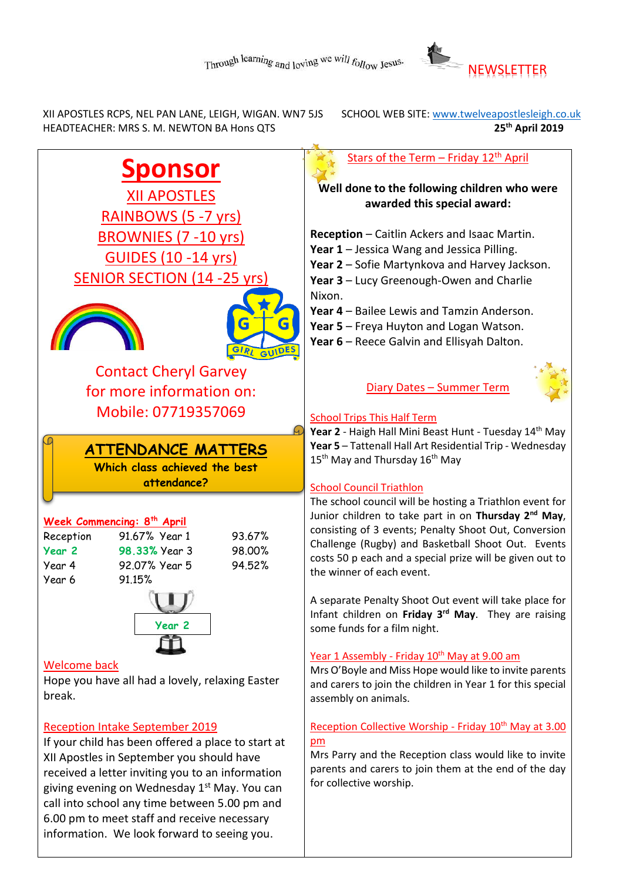Through learning and loving we will follow Jesus.

NEWSLETTER

XII APOSTLES RCPS, NEL PAN LANE, LEIGH, WIGAN. WN7 5JS
HEADTEACHER: MRS S. M. NEWTON BA Hons QTS

SCHOOL WEB SITE: www.twelveapostlesleigh.co.uk
**25th April 2019**

# Sponsor

## XII APOSTLES

RAINBOWS (5 -7 yrs)

BROWNIES (7 -10 yrs)

GUIDES (10 -14 yrs)

SENIOR SECTION (14 -25 yrs)

GIRL GUIDES

Contact Cheryl Garvey
for more information on:
Mobile: 07719357069

## ATTENDANCE MATTERS

**Which class achieved the best attendance?**

**Week Commencing: 8th April**

| | | | |
|---|---|---|---|
| Reception | 91.67% | Year 1 | 93.67% |
| **Year 2** | **98.33%** | Year 3 | 98.00% |
| Year 4 | 92.07% | Year 5 | 94.52% |
| Year 6 | 91.15% | | |

**Year 2**

## Welcome back

Hope you have all had a lovely, relaxing Easter break.

## Reception Intake September 2019

If your child has been offered a place to start at XII Apostles in September you should have received a letter inviting you to an information giving evening on Wednesday 1st May. You can call into school any time between 5.00 pm and 6.00 pm to meet staff and receive necessary information. We look forward to seeing you.

## Stars of the Term – Friday 12th April

**Well done to the following children who were awarded this special award:**

**Reception** – Caitlin Ackers and Isaac Martin.
**Year 1** – Jessica Wang and Jessica Pilling.
**Year 2** – Sofie Martynkova and Harvey Jackson.
**Year 3** – Lucy Greenough-Owen and Charlie Nixon.
**Year 4** – Bailee Lewis and Tamzin Anderson.
**Year 5** – Freya Huyton and Logan Watson.
**Year 6** – Reece Galvin and Ellisyah Dalton.

## Diary Dates – Summer Term

### School Trips This Half Term

**Year 2** - Haigh Hall Mini Beast Hunt - Tuesday 14th May
**Year 5** – Tattenall Hall Art Residential Trip - Wednesday 15th May and Thursday 16th May

### School Council Triathlon

The school council will be hosting a Triathlon event for Junior children to take part in on **Thursday 2nd May**, consisting of 3 events; Penalty Shoot Out, Conversion Challenge (Rugby) and Basketball Shoot Out. Events costs 50 p each and a special prize will be given out to the winner of each event.

A separate Penalty Shoot Out event will take place for Infant children on **Friday 3rd May**. They are raising some funds for a film night.

### Year 1 Assembly - Friday 10th May at 9.00 am

Mrs O'Boyle and Miss Hope would like to invite parents and carers to join the children in Year 1 for this special assembly on animals.

### Reception Collective Worship - Friday 10th May at 3.00 pm

Mrs Parry and the Reception class would like to invite parents and carers to join them at the end of the day for collective worship.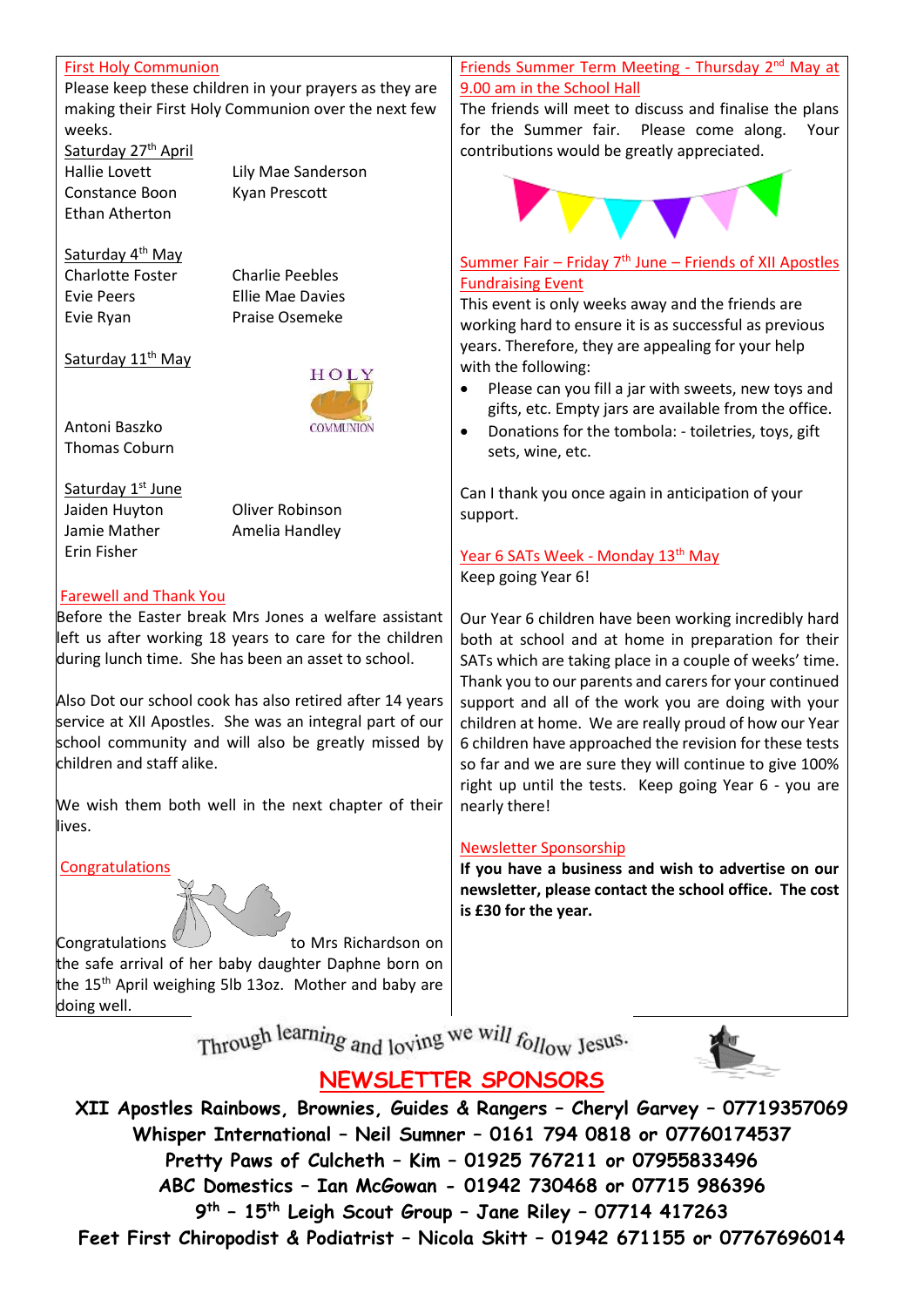## First Holy Communion

Please keep these children in your prayers as they are making their First Holy Communion over the next few weeks.

Saturday 27th April

Hallie Lovett
Constance Boon
Ethan Atherton
Lily Mae Sanderson
Kyan Prescott

Saturday 4th May

Charlotte Foster
Evie Peers
Evie Ryan
Charlie Peebles
Ellie Mae Davies
Praise Osemeke

Saturday 11th May

Antoni Baszko
Thomas Coburn

Saturday 1st June

Jaiden Huyton
Jamie Mather
Erin Fisher
Oliver Robinson
Amelia Handley

## Farewell and Thank You

Before the Easter break Mrs Jones a welfare assistant left us after working 18 years to care for the children during lunch time. She has been an asset to school.

Also Dot our school cook has also retired after 14 years service at XII Apostles. She was an integral part of our school community and will also be greatly missed by children and staff alike.

We wish them both well in the next chapter of their lives.

## Congratulations

Congratulations to Mrs Richardson on the safe arrival of her baby daughter Daphne born on the 15th April weighing 5lb 13oz. Mother and baby are doing well.

## Friends Summer Term Meeting - Thursday 2nd May at 9.00 am in the School Hall

The friends will meet to discuss and finalise the plans for the Summer fair. Please come along. Your contributions would be greatly appreciated.

## Summer Fair – Friday 7th June – Friends of XII Apostles Fundraising Event

This event is only weeks away and the friends are working hard to ensure it is as successful as previous years. Therefore, they are appealing for your help with the following:

- Please can you fill a jar with sweets, new toys and gifts, etc. Empty jars are available from the office.
- Donations for the tombola: - toiletries, toys, gift sets, wine, etc.

Can I thank you once again in anticipation of your support.

## Year 6 SATs Week - Monday 13th May

Keep going Year 6!

Our Year 6 children have been working incredibly hard both at school and at home in preparation for their SATs which are taking place in a couple of weeks' time. Thank you to our parents and carers for your continued support and all of the work you are doing with your children at home. We are really proud of how our Year 6 children have approached the revision for these tests so far and we are sure they will continue to give 100% right up until the tests. Keep going Year 6 - you are nearly there!

## Newsletter Sponsorship

**If you have a business and wish to advertise on our newsletter, please contact the school office. The cost is £30 for the year.**

*Through learning and loving we will follow Jesus.*

## NEWSLETTER SPONSORS

**XII Apostles Rainbows, Brownies, Guides & Rangers – Cheryl Garvey – 07719357069**
**Whisper International – Neil Sumner – 0161 794 0818 or 07760174537**
**Pretty Paws of Culcheth – Kim – 01925 767211 or 07955833496**
**ABC Domestics – Ian McGowan - 01942 730468 or 07715 986396**
**9th – 15th Leigh Scout Group – Jane Riley – 07714 417263**
**Feet First Chiropodist & Podiatrist – Nicola Skitt – 01942 671155 or 07767696014**